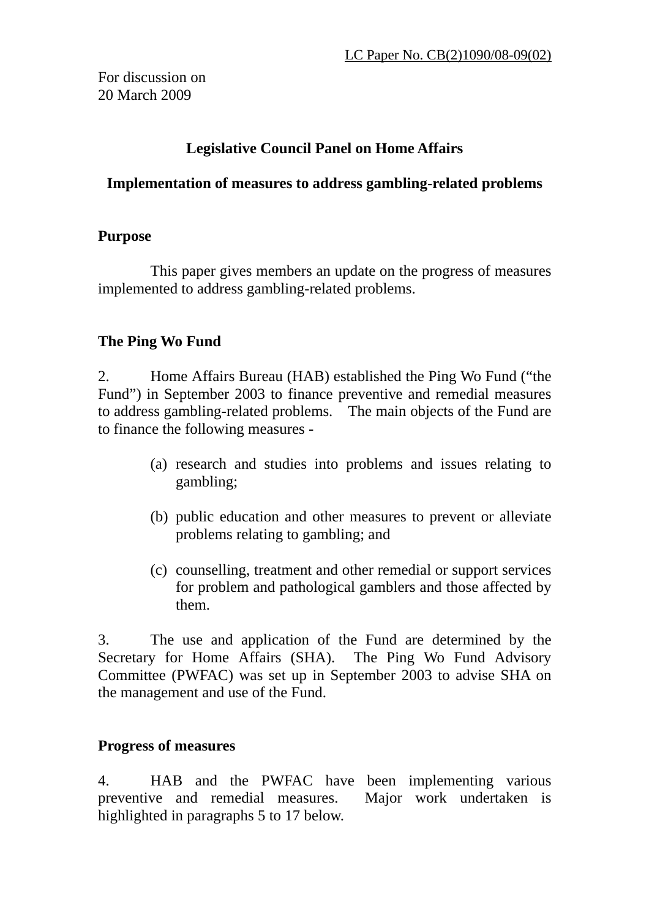LC Paper No. CB(2)1090/08-09(02)

For discussion on
20 March 2009

## Legislative Council Panel on Home Affairs

## Implementation of measures to address gambling-related problems

### Purpose

This paper gives members an update on the progress of measures implemented to address gambling-related problems.

### The Ping Wo Fund

2. Home Affairs Bureau (HAB) established the Ping Wo Fund ("the Fund") in September 2003 to finance preventive and remedial measures to address gambling-related problems. The main objects of the Fund are to finance the following measures -

(a) research and studies into problems and issues relating to gambling;

(b) public education and other measures to prevent or alleviate problems relating to gambling; and

(c) counselling, treatment and other remedial or support services for problem and pathological gamblers and those affected by them.

3. The use and application of the Fund are determined by the Secretary for Home Affairs (SHA). The Ping Wo Fund Advisory Committee (PWFAC) was set up in September 2003 to advise SHA on the management and use of the Fund.

### Progress of measures

4. HAB and the PWFAC have been implementing various preventive and remedial measures. Major work undertaken is highlighted in paragraphs 5 to 17 below.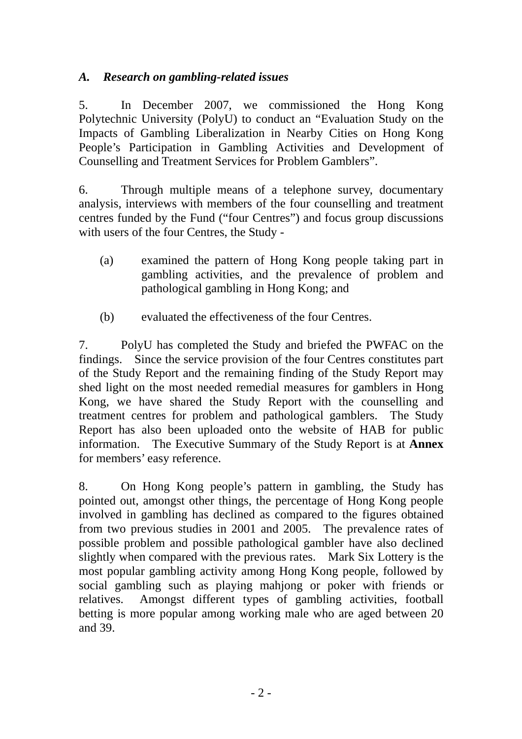### *A. Research on gambling-related issues*

5. In December 2007, we commissioned the Hong Kong Polytechnic University (PolyU) to conduct an "Evaluation Study on the Impacts of Gambling Liberalization in Nearby Cities on Hong Kong People's Participation in Gambling Activities and Development of Counselling and Treatment Services for Problem Gamblers".

6. Through multiple means of a telephone survey, documentary analysis, interviews with members of the four counselling and treatment centres funded by the Fund ("four Centres") and focus group discussions with users of the four Centres, the Study -

(a) examined the pattern of Hong Kong people taking part in gambling activities, and the prevalence of problem and pathological gambling in Hong Kong; and

(b) evaluated the effectiveness of the four Centres.

7. PolyU has completed the Study and briefed the PWFAC on the findings. Since the service provision of the four Centres constitutes part of the Study Report and the remaining finding of the Study Report may shed light on the most needed remedial measures for gamblers in Hong Kong, we have shared the Study Report with the counselling and treatment centres for problem and pathological gamblers. The Study Report has also been uploaded onto the website of HAB for public information. The Executive Summary of the Study Report is at **Annex** for members' easy reference.

8. On Hong Kong people's pattern in gambling, the Study has pointed out, amongst other things, the percentage of Hong Kong people involved in gambling has declined as compared to the figures obtained from two previous studies in 2001 and 2005. The prevalence rates of possible problem and possible pathological gambler have also declined slightly when compared with the previous rates. Mark Six Lottery is the most popular gambling activity among Hong Kong people, followed by social gambling such as playing mahjong or poker with friends or relatives. Amongst different types of gambling activities, football betting is more popular among working male who are aged between 20 and 39.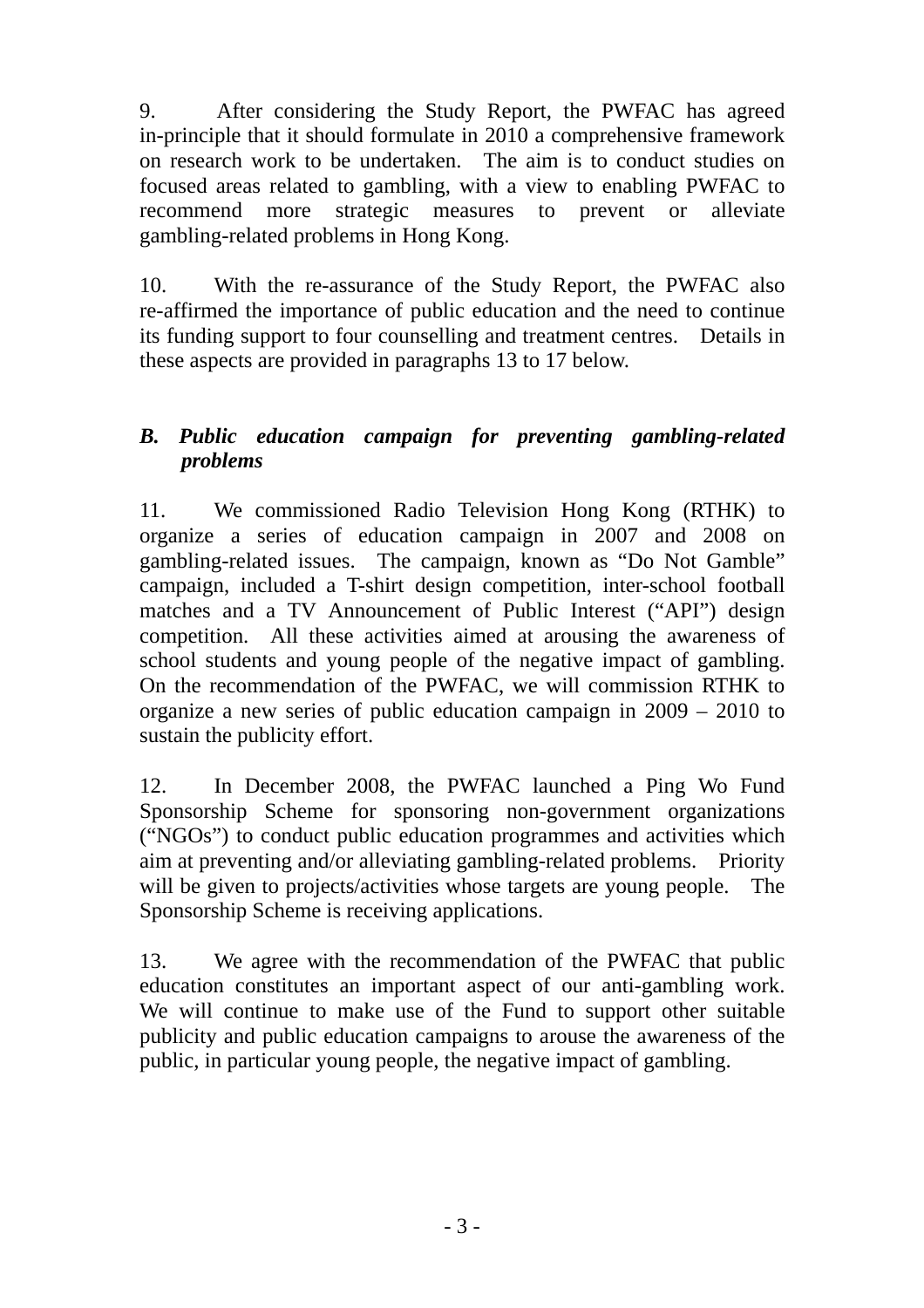9. After considering the Study Report, the PWFAC has agreed in-principle that it should formulate in 2010 a comprehensive framework on research work to be undertaken. The aim is to conduct studies on focused areas related to gambling, with a view to enabling PWFAC to recommend more strategic measures to prevent or alleviate gambling-related problems in Hong Kong.

10. With the re-assurance of the Study Report, the PWFAC also re-affirmed the importance of public education and the need to continue its funding support to four counselling and treatment centres. Details in these aspects are provided in paragraphs 13 to 17 below.

### *B. Public education campaign for preventing gambling-related problems*

11. We commissioned Radio Television Hong Kong (RTHK) to organize a series of education campaign in 2007 and 2008 on gambling-related issues. The campaign, known as "Do Not Gamble" campaign, included a T-shirt design competition, inter-school football matches and a TV Announcement of Public Interest ("API") design competition. All these activities aimed at arousing the awareness of school students and young people of the negative impact of gambling. On the recommendation of the PWFAC, we will commission RTHK to organize a new series of public education campaign in 2009 – 2010 to sustain the publicity effort.

12. In December 2008, the PWFAC launched a Ping Wo Fund Sponsorship Scheme for sponsoring non-government organizations ("NGOs") to conduct public education programmes and activities which aim at preventing and/or alleviating gambling-related problems. Priority will be given to projects/activities whose targets are young people. The Sponsorship Scheme is receiving applications.

13. We agree with the recommendation of the PWFAC that public education constitutes an important aspect of our anti-gambling work. We will continue to make use of the Fund to support other suitable publicity and public education campaigns to arouse the awareness of the public, in particular young people, the negative impact of gambling.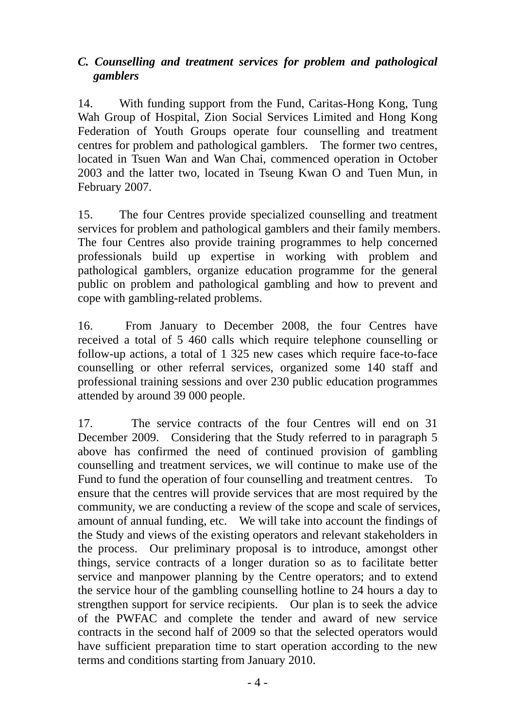### *C. Counselling and treatment services for problem and pathological gamblers*

14. With funding support from the Fund, Caritas-Hong Kong, Tung Wah Group of Hospital, Zion Social Services Limited and Hong Kong Federation of Youth Groups operate four counselling and treatment centres for problem and pathological gamblers. The former two centres, located in Tsuen Wan and Wan Chai, commenced operation in October 2003 and the latter two, located in Tseung Kwan O and Tuen Mun, in February 2007.

15. The four Centres provide specialized counselling and treatment services for problem and pathological gamblers and their family members. The four Centres also provide training programmes to help concerned professionals build up expertise in working with problem and pathological gamblers, organize education programme for the general public on problem and pathological gambling and how to prevent and cope with gambling-related problems.

16. From January to December 2008, the four Centres have received a total of 5 460 calls which require telephone counselling or follow-up actions, a total of 1 325 new cases which require face-to-face counselling or other referral services, organized some 140 staff and professional training sessions and over 230 public education programmes attended by around 39 000 people.

17. The service contracts of the four Centres will end on 31 December 2009. Considering that the Study referred to in paragraph 5 above has confirmed the need of continued provision of gambling counselling and treatment services, we will continue to make use of the Fund to fund the operation of four counselling and treatment centres. To ensure that the centres will provide services that are most required by the community, we are conducting a review of the scope and scale of services, amount of annual funding, etc. We will take into account the findings of the Study and views of the existing operators and relevant stakeholders in the process. Our preliminary proposal is to introduce, amongst other things, service contracts of a longer duration so as to facilitate better service and manpower planning by the Centre operators; and to extend the service hour of the gambling counselling hotline to 24 hours a day to strengthen support for service recipients. Our plan is to seek the advice of the PWFAC and complete the tender and award of new service contracts in the second half of 2009 so that the selected operators would have sufficient preparation time to start operation according to the new terms and conditions starting from January 2010.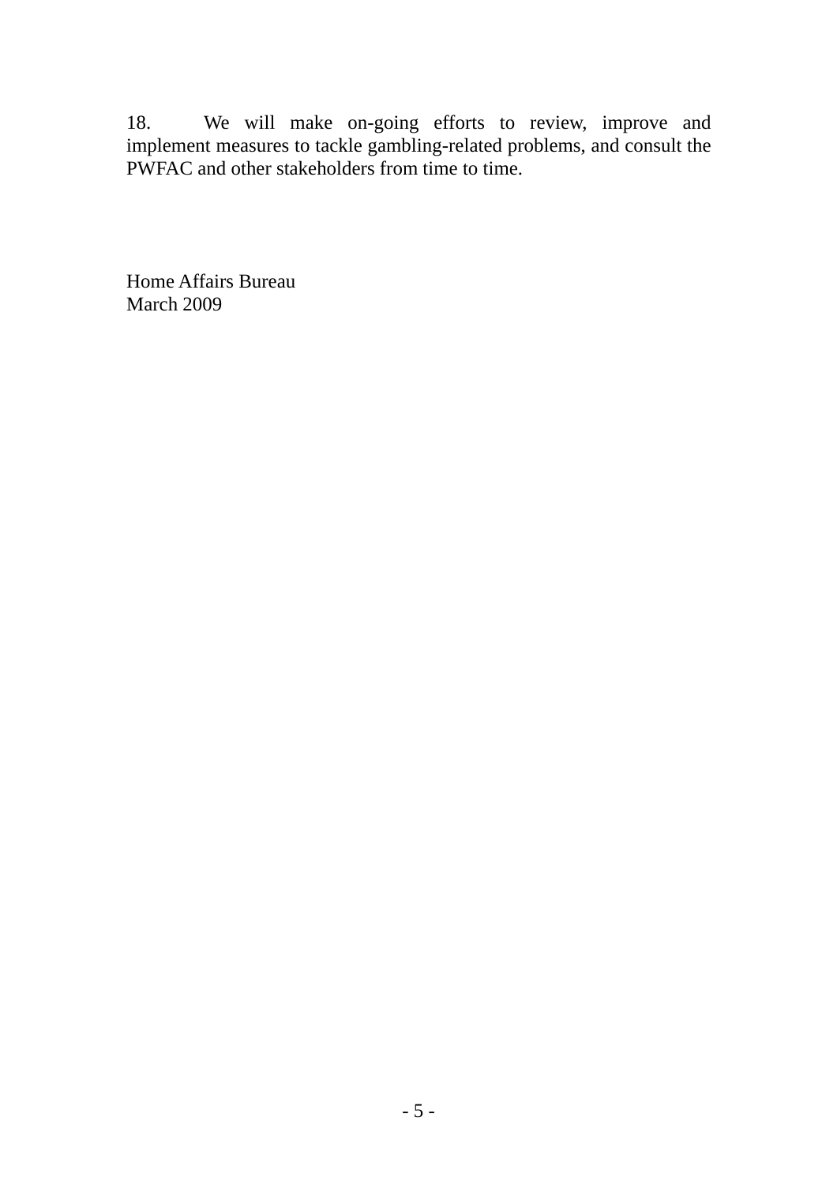18. We will make on-going efforts to review, improve and implement measures to tackle gambling-related problems, and consult the PWFAC and other stakeholders from time to time.

Home Affairs Bureau
March 2009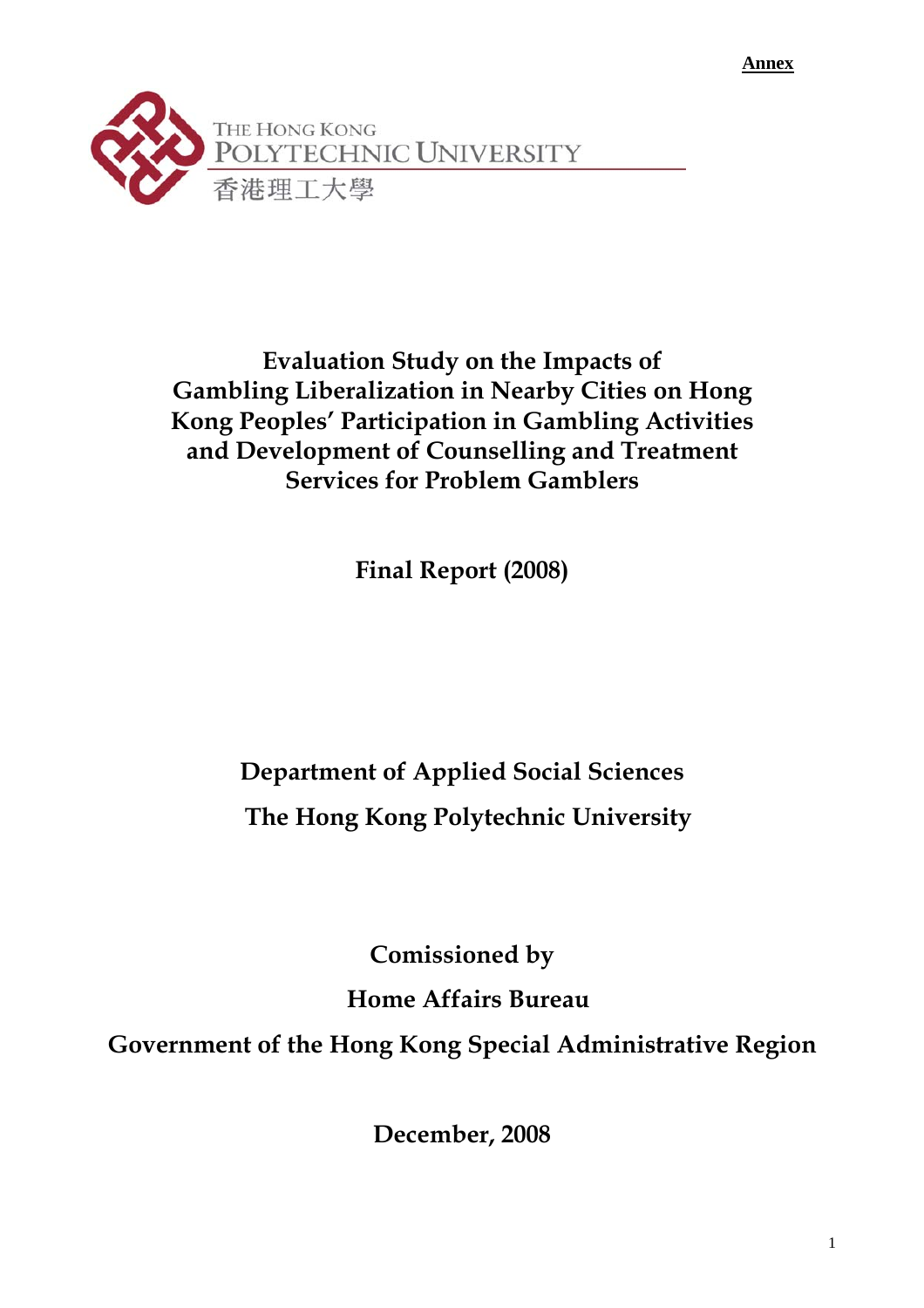Annex

THE HONG KONG POLYTECHNIC UNIVERSITY

香港理工大學

# Evaluation Study on the Impacts of Gambling Liberalization in Nearby Cities on Hong Kong Peoples' Participation in Gambling Activities and Development of Counselling and Treatment Services for Problem Gamblers

## Final Report (2008)

Department of Applied Social Sciences

The Hong Kong Polytechnic University

Comissioned by

Home Affairs Bureau

Government of the Hong Kong Special Administrative Region

December, 2008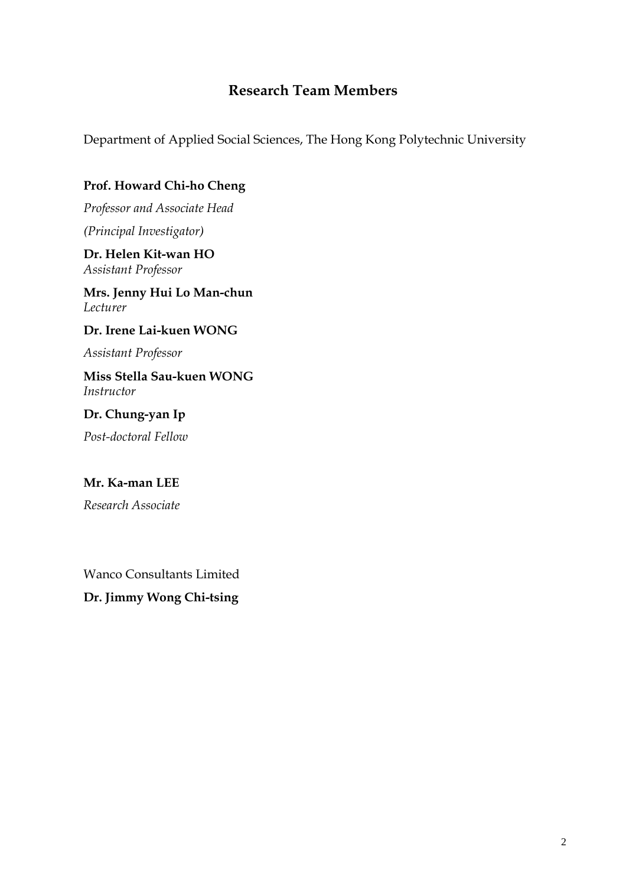## Research Team Members

Department of Applied Social Sciences, The Hong Kong Polytechnic University

**Prof. Howard Chi-ho Cheng**

*Professor and Associate Head*

*(Principal Investigator)*

**Dr. Helen Kit-wan HO**
*Assistant Professor*

**Mrs. Jenny Hui Lo Man-chun**
*Lecturer*

**Dr. Irene Lai-kuen WONG**

*Assistant Professor*

**Miss Stella Sau-kuen WONG**
*Instructor*

**Dr. Chung-yan Ip**

*Post-doctoral Fellow*

**Mr. Ka-man LEE**

*Research Associate*

Wanco Consultants Limited

**Dr. Jimmy Wong Chi-tsing**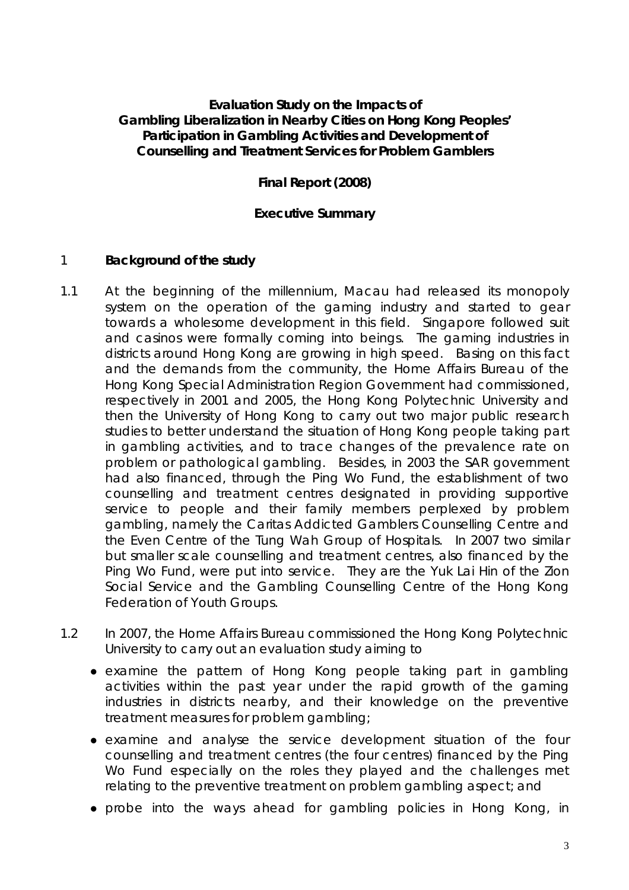**Evaluation Study on the Impacts of Gambling Liberalization in Nearby Cities on Hong Kong Peoples' Participation in Gambling Activities and Development of Counselling and Treatment Services for Problem Gamblers**

**Final Report (2008)**

**Executive Summary**

## 1 Background of the study

1.1 At the beginning of the millennium, Macau had released its monopoly system on the operation of the gaming industry and started to gear towards a wholesome development in this field. Singapore followed suit and casinos were formally coming into beings. The gaming industries in districts around Hong Kong are growing in high speed. Basing on this fact and the demands from the community, the Home Affairs Bureau of the Hong Kong Special Administration Region Government had commissioned, respectively in 2001 and 2005, the Hong Kong Polytechnic University and then the University of Hong Kong to carry out two major public research studies to better understand the situation of Hong Kong people taking part in gambling activities, and to trace changes of the prevalence rate on problem or pathological gambling. Besides, in 2003 the SAR government had also financed, through the Ping Wo Fund, the establishment of two counselling and treatment centres designated in providing supportive service to people and their family members perplexed by problem gambling, namely the Caritas Addicted Gamblers Counselling Centre and the Even Centre of the Tung Wah Group of Hospitals. In 2007 two similar but smaller scale counselling and treatment centres, also financed by the Ping Wo Fund, were put into service. They are the Yuk Lai Hin of the Zion Social Service and the Gambling Counselling Centre of the Hong Kong Federation of Youth Groups.

1.2 In 2007, the Home Affairs Bureau commissioned the Hong Kong Polytechnic University to carry out an evaluation study aiming to

- examine the pattern of Hong Kong people taking part in gambling activities within the past year under the rapid growth of the gaming industries in districts nearby, and their knowledge on the preventive treatment measures for problem gambling;
- examine and analyse the service development situation of the four counselling and treatment centres (the four centres) financed by the Ping Wo Fund especially on the roles they played and the challenges met relating to the preventive treatment on problem gambling aspect; and
- probe into the ways ahead for gambling policies in Hong Kong, in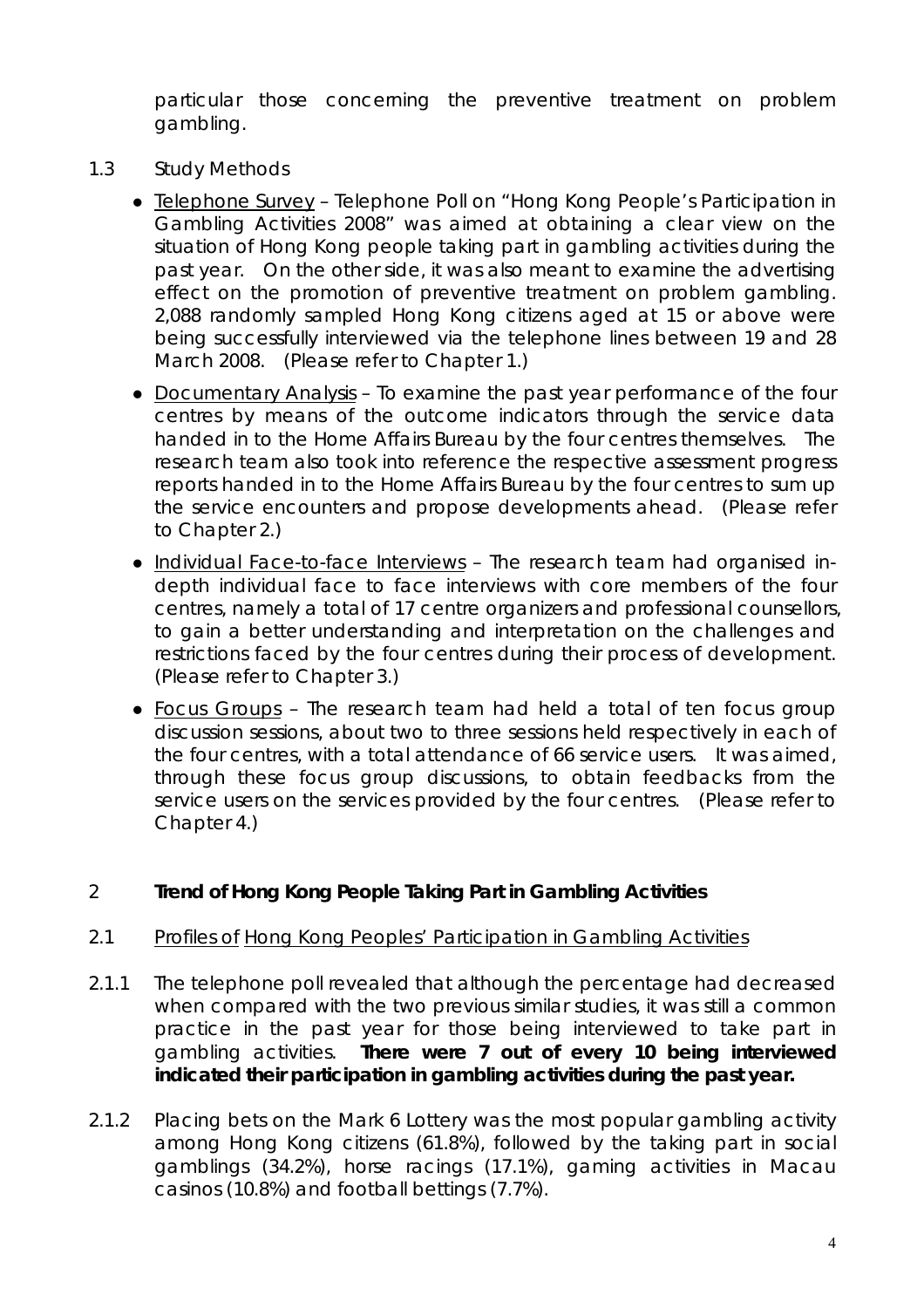particular those concerning the preventive treatment on problem gambling.

1.3 Study Methods

- Telephone Survey – Telephone Poll on "Hong Kong People's Participation in Gambling Activities 2008" was aimed at obtaining a clear view on the situation of Hong Kong people taking part in gambling activities during the past year. On the other side, it was also meant to examine the advertising effect on the promotion of preventive treatment on problem gambling. 2,088 randomly sampled Hong Kong citizens aged at 15 or above were being successfully interviewed via the telephone lines between 19 and 28 March 2008. (Please refer to Chapter 1.)
- Documentary Analysis – To examine the past year performance of the four centres by means of the outcome indicators through the service data handed in to the Home Affairs Bureau by the four centres themselves. The research team also took into reference the respective assessment progress reports handed in to the Home Affairs Bureau by the four centres to sum up the service encounters and propose developments ahead. (Please refer to Chapter 2.)
- Individual Face-to-face Interviews – The research team had organised in-depth individual face to face interviews with core members of the four centres, namely a total of 17 centre organizers and professional counsellors, to gain a better understanding and interpretation on the challenges and restrictions faced by the four centres during their process of development. (Please refer to Chapter 3.)
- Focus Groups – The research team had held a total of ten focus group discussion sessions, about two to three sessions held respectively in each of the four centres, with a total attendance of 66 service users. It was aimed, through these focus group discussions, to obtain feedbacks from the service users on the services provided by the four centres. (Please refer to Chapter 4.)

## 2 Trend of Hong Kong People Taking Part in Gambling Activities

2.1 Profiles of Hong Kong Peoples' Participation in Gambling Activities

2.1.1 The telephone poll revealed that although the percentage had decreased when compared with the two previous similar studies, it was still a common practice in the past year for those being interviewed to take part in gambling activities. **There were 7 out of every 10 being interviewed indicated their participation in gambling activities during the past year.**

2.1.2 Placing bets on the Mark 6 Lottery was the most popular gambling activity among Hong Kong citizens (61.8%), followed by the taking part in social gamblings (34.2%), horse racings (17.1%), gaming activities in Macau casinos (10.8%) and football bettings (7.7%).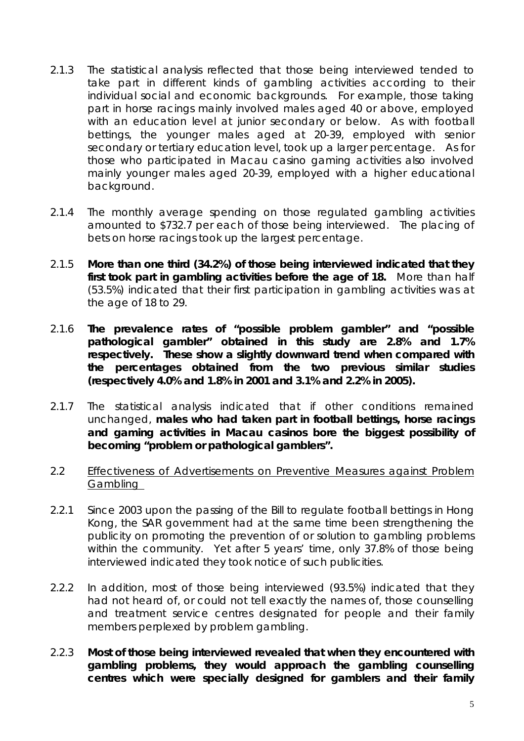2.1.3 The statistical analysis reflected that those being interviewed tended to take part in different kinds of gambling activities according to their individual social and economic backgrounds. For example, those taking part in horse racings mainly involved males aged 40 or above, employed with an education level at junior secondary or below. As with football bettings, the younger males aged at 20-39, employed with senior secondary or tertiary education level, took up a larger percentage. As for those who participated in Macau casino gaming activities also involved mainly younger males aged 20-39, employed with a higher educational background.

2.1.4 The monthly average spending on those regulated gambling activities amounted to $732.7 per each of those being interviewed. The placing of bets on horse racings took up the largest percentage.

2.1.5 **More than one third (34.2%) of those being interviewed indicated that they first took part in gambling activities before the age of 18.** More than half (53.5%) indicated that their first participation in gambling activities was at the age of 18 to 29.

2.1.6 **The prevalence rates of "possible problem gambler" and "possible pathological gambler" obtained in this study are 2.8% and 1.7% respectively. These show a slightly downward trend when compared with the percentages obtained from the two previous similar studies (respectively 4.0% and 1.8% in 2001 and 3.1% and 2.2% in 2005).**

2.1.7 The statistical analysis indicated that if other conditions remained unchanged, **males who had taken part in football bettings, horse racings and gaming activities in Macau casinos bore the biggest possibility of becoming "problem or pathological gamblers".**

## 2.2 Effectiveness of Advertisements on Preventive Measures against Problem Gambling

2.2.1 Since 2003 upon the passing of the Bill to regulate football bettings in Hong Kong, the SAR government had at the same time been strengthening the publicity on promoting the prevention of or solution to gambling problems within the community. Yet after 5 years' time, only 37.8% of those being interviewed indicated they took notice of such publicities.

2.2.2 In addition, most of those being interviewed (93.5%) indicated that they had not heard of, or could not tell exactly the names of, those counselling and treatment service centres designated for people and their family members perplexed by problem gambling.

2.2.3 **Most of those being interviewed revealed that when they encountered with gambling problems, they would approach the gambling counselling centres which were specially designed for gamblers and their family**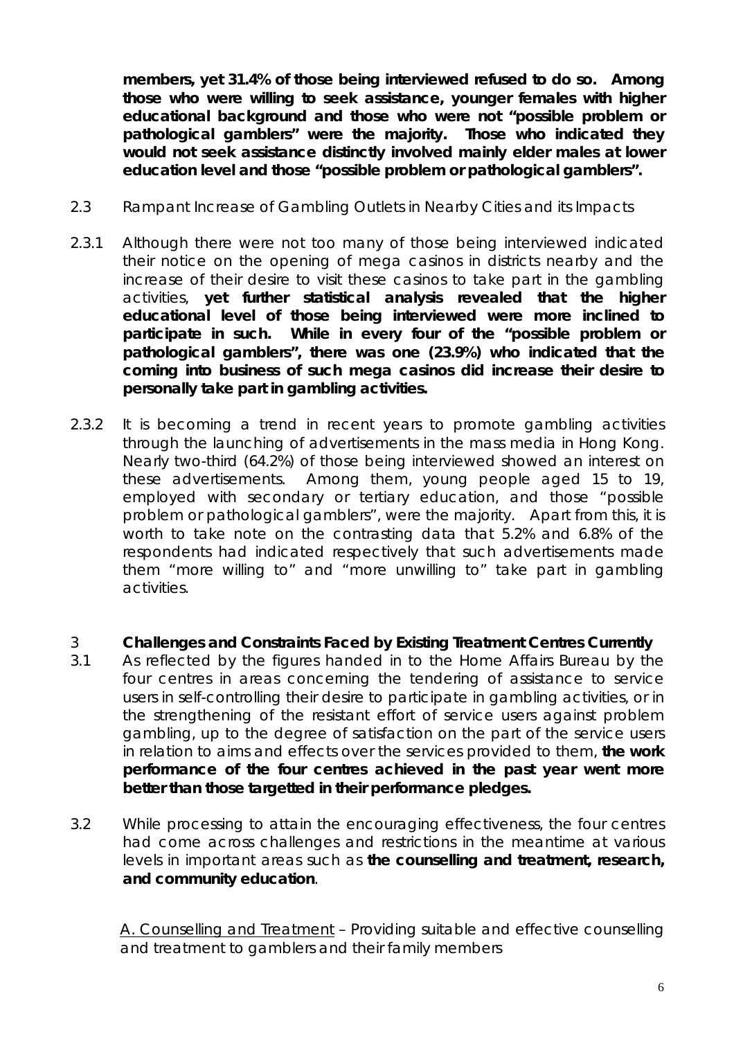**members, yet 31.4% of those being interviewed refused to do so. Among those who were willing to seek assistance, younger females with higher educational background and those who were not "possible problem or pathological gamblers" were the majority. Those who indicated they would not seek assistance distinctly involved mainly elder males at lower education level and those "possible problem or pathological gamblers".**

2.3 Rampant Increase of Gambling Outlets in Nearby Cities and its Impacts

2.3.1 Although there were not too many of those being interviewed indicated their notice on the opening of mega casinos in districts nearby and the increase of their desire to visit these casinos to take part in the gambling activities, **yet further statistical analysis revealed that the higher educational level of those being interviewed were more inclined to participate in such. While in every four of the "possible problem or pathological gamblers", there was one (23.9%) who indicated that the coming into business of such mega casinos did increase their desire to personally take part in gambling activities.**

2.3.2 It is becoming a trend in recent years to promote gambling activities through the launching of advertisements in the mass media in Hong Kong. Nearly two-third (64.2%) of those being interviewed showed an interest on these advertisements. Among them, young people aged 15 to 19, employed with secondary or tertiary education, and those "possible problem or pathological gamblers", were the majority. Apart from this, it is worth to take note on the contrasting data that 5.2% and 6.8% of the respondents had indicated respectively that such advertisements made them "more willing to" and "more unwilling to" take part in gambling activities.

## 3 Challenges and Constraints Faced by Existing Treatment Centres Currently

3.1 As reflected by the figures handed in to the Home Affairs Bureau by the four centres in areas concerning the tendering of assistance to service users in self-controlling their desire to participate in gambling activities, or in the strengthening of the resistant effort of service users against problem gambling, up to the degree of satisfaction on the part of the service users in relation to aims and effects over the services provided to them, **the work performance of the four centres achieved in the past year went more better than those targetted in their performance pledges.**

3.2 While processing to attain the encouraging effectiveness, the four centres had come across challenges and restrictions in the meantime at various levels in important areas such as **the counselling and treatment, research, and community education**.

A. Counselling and Treatment – Providing suitable and effective counselling and treatment to gamblers and their family members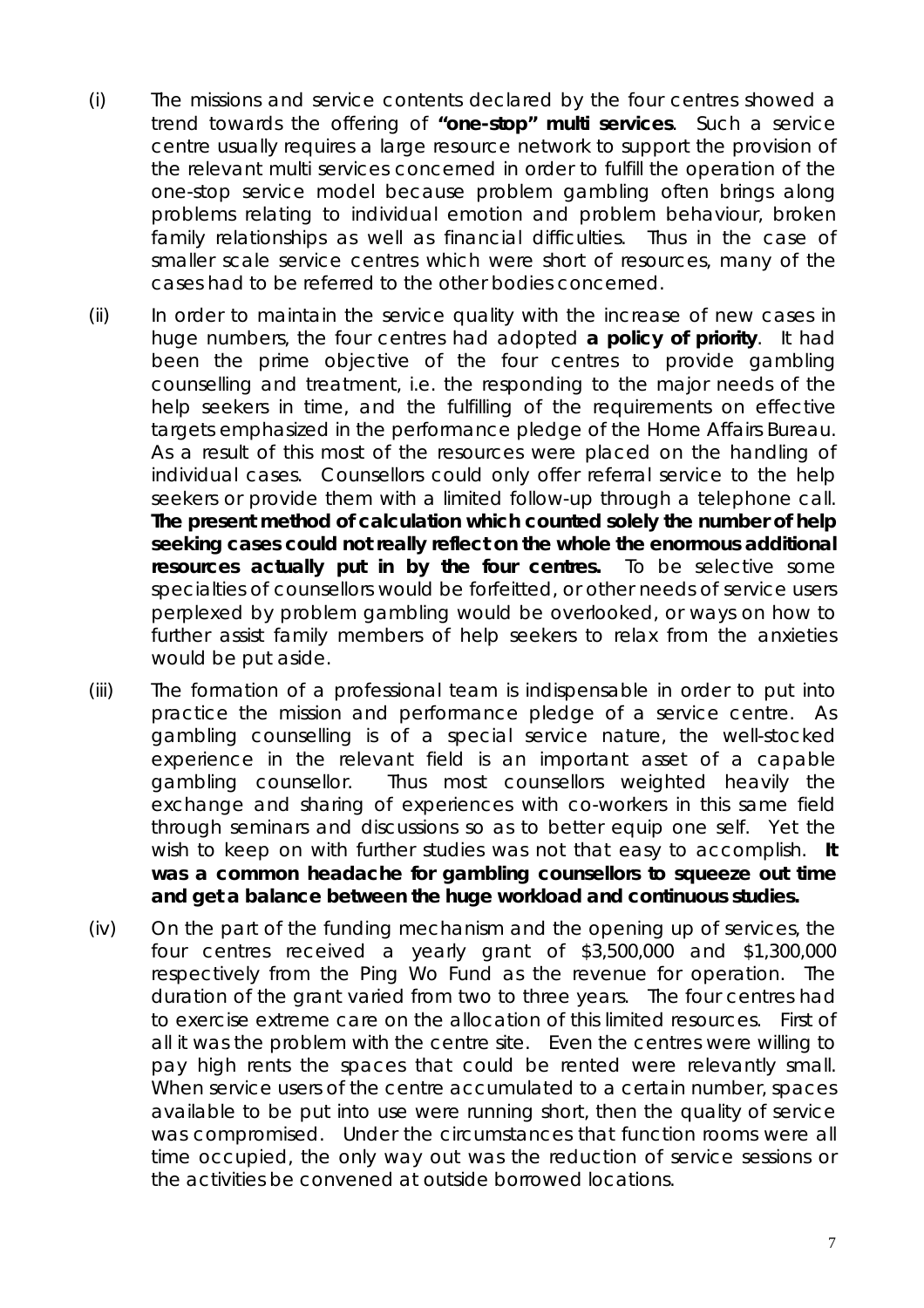(i) The missions and service contents declared by the four centres showed a trend towards the offering of **"one-stop" multi services**. Such a service centre usually requires a large resource network to support the provision of the relevant multi services concerned in order to fulfill the operation of the one-stop service model because problem gambling often brings along problems relating to individual emotion and problem behaviour, broken family relationships as well as financial difficulties. Thus in the case of smaller scale service centres which were short of resources, many of the cases had to be referred to the other bodies concerned.

(ii) In order to maintain the service quality with the increase of new cases in huge numbers, the four centres had adopted **a policy of priority**. It had been the prime objective of the four centres to provide gambling counselling and treatment, i.e. the responding to the major needs of the help seekers in time, and the fulfilling of the requirements on effective targets emphasized in the performance pledge of the Home Affairs Bureau. As a result of this most of the resources were placed on the handling of individual cases. Counsellors could only offer referral service to the help seekers or provide them with a limited follow-up through a telephone call. **The present method of calculation which counted solely the number of help seeking cases could not really reflect on the whole the enormous additional resources actually put in by the four centres.** To be selective some specialties of counsellors would be forfeitted, or other needs of service users perplexed by problem gambling would be overlooked, or ways on how to further assist family members of help seekers to relax from the anxieties would be put aside.

(iii) The formation of a professional team is indispensable in order to put into practice the mission and performance pledge of a service centre. As gambling counselling is of a special service nature, the well-stocked experience in the relevant field is an important asset of a capable gambling counsellor. Thus most counsellors weighted heavily the exchange and sharing of experiences with co-workers in this same field through seminars and discussions so as to better equip one self. Yet the wish to keep on with further studies was not that easy to accomplish. **It was a common headache for gambling counsellors to squeeze out time and get a balance between the huge workload and continuous studies.**

(iv) On the part of the funding mechanism and the opening up of services, the four centres received a yearly grant of $3,500,000 and $1,300,000 respectively from the Ping Wo Fund as the revenue for operation. The duration of the grant varied from two to three years. The four centres had to exercise extreme care on the allocation of this limited resources. First of all it was the problem with the centre site. Even the centres were willing to pay high rents the spaces that could be rented were relevantly small. When service users of the centre accumulated to a certain number, spaces available to be put into use were running short, then the quality of service was compromised. Under the circumstances that function rooms were all time occupied, the only way out was the reduction of service sessions or the activities be convened at outside borrowed locations.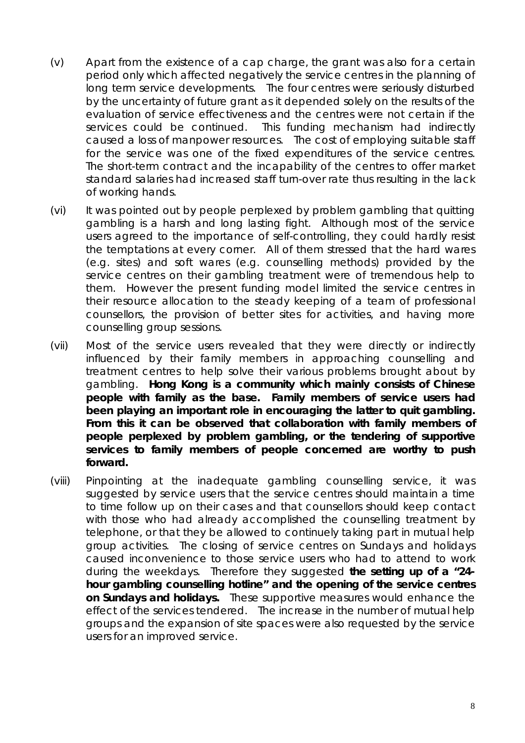(v) Apart from the existence of a cap charge, the grant was also for a certain period only which affected negatively the service centres in the planning of long term service developments. The four centres were seriously disturbed by the uncertainty of future grant as it depended solely on the results of the evaluation of service effectiveness and the centres were not certain if the services could be continued. This funding mechanism had indirectly caused a loss of manpower resources. The cost of employing suitable staff for the service was one of the fixed expenditures of the service centres. The short-term contract and the incapability of the centres to offer market standard salaries had increased staff turn-over rate thus resulting in the lack of working hands.

(vi) It was pointed out by people perplexed by problem gambling that quitting gambling is a harsh and long lasting fight. Although most of the service users agreed to the importance of self-controlling, they could hardly resist the temptations at every corner. All of them stressed that the hard wares (e.g. sites) and soft wares (e.g. counselling methods) provided by the service centres on their gambling treatment were of tremendous help to them. However the present funding model limited the service centres in their resource allocation to the steady keeping of a team of professional counsellors, the provision of better sites for activities, and having more counselling group sessions.

(vii) Most of the service users revealed that they were directly or indirectly influenced by their family members in approaching counselling and treatment centres to help solve their various problems brought about by gambling. **Hong Kong is a community which mainly consists of Chinese people with family as the base. Family members of service users had been playing an important role in encouraging the latter to quit gambling. From this it can be observed that collaboration with family members of people perplexed by problem gambling, or the tendering of supportive services to family members of people concerned are worthy to push forward.**

(viii) Pinpointing at the inadequate gambling counselling service, it was suggested by service users that the service centres should maintain a time to time follow up on their cases and that counsellors should keep contact with those who had already accomplished the counselling treatment by telephone, or that they be allowed to continuely taking part in mutual help group activities. The closing of service centres on Sundays and holidays caused inconvenience to those service users who had to attend to work during the weekdays. Therefore they suggested **the setting up of a "24-hour gambling counselling hotline" and the opening of the service centres on Sundays and holidays.** These supportive measures would enhance the effect of the services tendered. The increase in the number of mutual help groups and the expansion of site spaces were also requested by the service users for an improved service.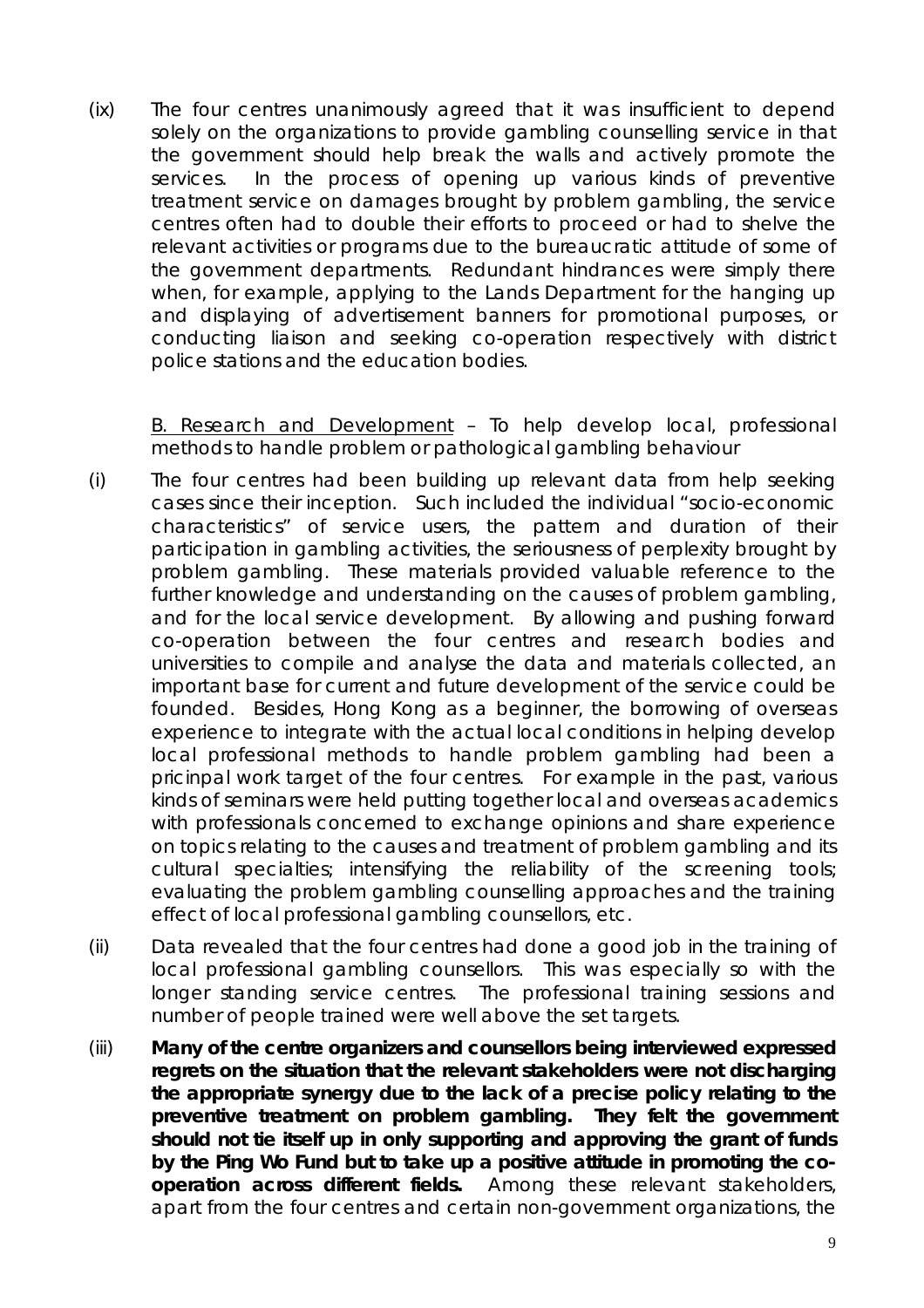(ix) The four centres unanimously agreed that it was insufficient to depend solely on the organizations to provide gambling counselling service in that the government should help break the walls and actively promote the services. In the process of opening up various kinds of preventive treatment service on damages brought by problem gambling, the service centres often had to double their efforts to proceed or had to shelve the relevant activities or programs due to the bureaucratic attitude of some of the government departments. Redundant hindrances were simply there when, for example, applying to the Lands Department for the hanging up and displaying of advertisement banners for promotional purposes, or conducting liaison and seeking co-operation respectively with district police stations and the education bodies.

<u>B. Research and Development</u> – To help develop local, professional methods to handle problem or pathological gambling behaviour

(i) The four centres had been building up relevant data from help seeking cases since their inception. Such included the individual "socio-economic characteristics" of service users, the pattern and duration of their participation in gambling activities, the seriousness of perplexity brought by problem gambling. These materials provided valuable reference to the further knowledge and understanding on the causes of problem gambling, and for the local service development. By allowing and pushing forward co-operation between the four centres and research bodies and universities to compile and analyse the data and materials collected, an important base for current and future development of the service could be founded. Besides, Hong Kong as a beginner, the borrowing of overseas experience to integrate with the actual local conditions in helping develop local professional methods to handle problem gambling had been a pricinpal work target of the four centres. For example in the past, various kinds of seminars were held putting together local and overseas academics with professionals concerned to exchange opinions and share experience on topics relating to the causes and treatment of problem gambling and its cultural specialties; intensifying the reliability of the screening tools; evaluating the problem gambling counselling approaches and the training effect of local professional gambling counsellors, etc.

(ii) Data revealed that the four centres had done a good job in the training of local professional gambling counsellors. This was especially so with the longer standing service centres. The professional training sessions and number of people trained were well above the set targets.

(iii) **Many of the centre organizers and counsellors being interviewed expressed regrets on the situation that the relevant stakeholders were not discharging the appropriate synergy due to the lack of a precise policy relating to the preventive treatment on problem gambling. They felt the government should not tie itself up in only supporting and approving the grant of funds by the Ping Wo Fund but to take up a positive attitude in promoting the co-operation across different fields.** Among these relevant stakeholders, apart from the four centres and certain non-government organizations, the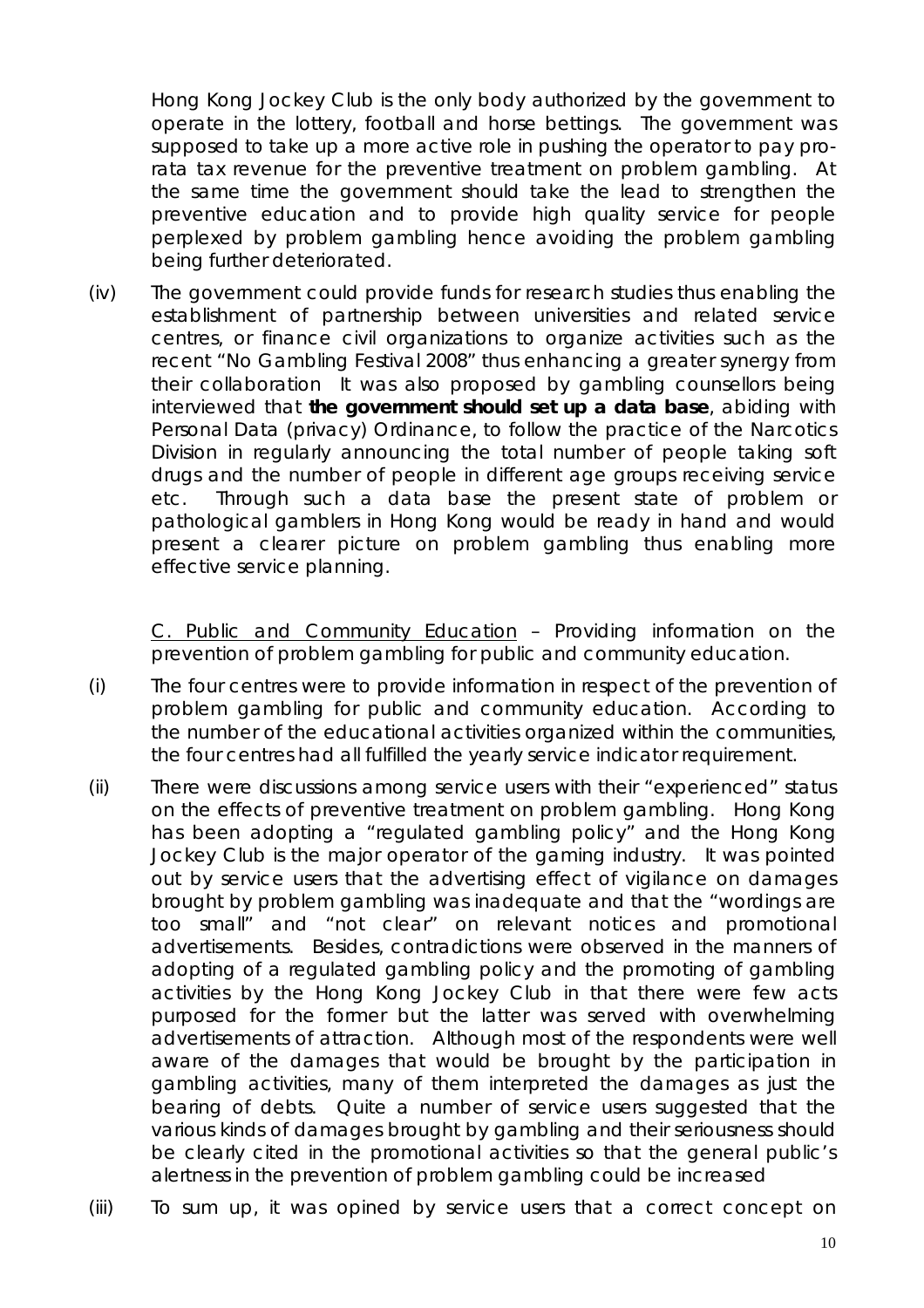Hong Kong Jockey Club is the only body authorized by the government to operate in the lottery, football and horse bettings. The government was supposed to take up a more active role in pushing the operator to pay pro-rata tax revenue for the preventive treatment on problem gambling. At the same time the government should take the lead to strengthen the preventive education and to provide high quality service for people perplexed by problem gambling hence avoiding the problem gambling being further deteriorated.

(iv) The government could provide funds for research studies thus enabling the establishment of partnership between universities and related service centres, or finance civil organizations to organize activities such as the recent "No Gambling Festival 2008" thus enhancing a greater synergy from their collaboration It was also proposed by gambling counsellors being interviewed that **the government should set up a data base**, abiding with Personal Data (privacy) Ordinance, to follow the practice of the Narcotics Division in regularly announcing the total number of people taking soft drugs and the number of people in different age groups receiving service etc. Through such a data base the present state of problem or pathological gamblers in Hong Kong would be ready in hand and would present a clearer picture on problem gambling thus enabling more effective service planning.

<u>C. Public and Community Education</u> – Providing information on the prevention of problem gambling for public and community education.

(i) The four centres were to provide information in respect of the prevention of problem gambling for public and community education. According to the number of the educational activities organized within the communities, the four centres had all fulfilled the yearly service indicator requirement.

(ii) There were discussions among service users with their "experienced" status on the effects of preventive treatment on problem gambling. Hong Kong has been adopting a "regulated gambling policy" and the Hong Kong Jockey Club is the major operator of the gaming industry. It was pointed out by service users that the advertising effect of vigilance on damages brought by problem gambling was inadequate and that the "wordings are too small" and "not clear" on relevant notices and promotional advertisements. Besides, contradictions were observed in the manners of adopting of a regulated gambling policy and the promoting of gambling activities by the Hong Kong Jockey Club in that there were few acts purposed for the former but the latter was served with overwhelming advertisements of attraction. Although most of the respondents were well aware of the damages that would be brought by the participation in gambling activities, many of them interpreted the damages as just the bearing of debts. Quite a number of service users suggested that the various kinds of damages brought by gambling and their seriousness should be clearly cited in the promotional activities so that the general public's alertness in the prevention of problem gambling could be increased

(iii) To sum up, it was opined by service users that a correct concept on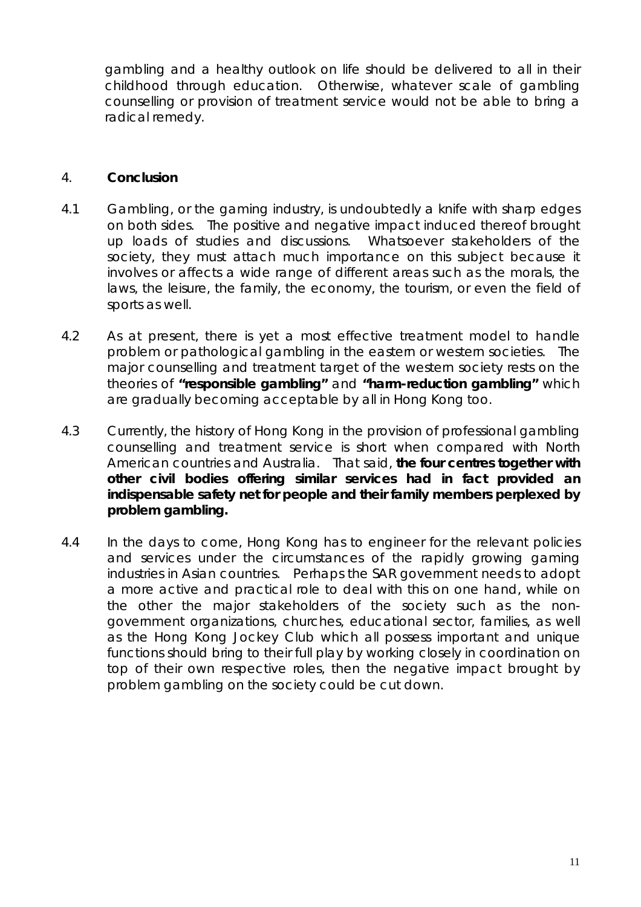gambling and a healthy outlook on life should be delivered to all in their childhood through education. Otherwise, whatever scale of gambling counselling or provision of treatment service would not be able to bring a radical remedy.

## 4. Conclusion

4.1 Gambling, or the gaming industry, is undoubtedly a knife with sharp edges on both sides. The positive and negative impact induced thereof brought up loads of studies and discussions. Whatsoever stakeholders of the society, they must attach much importance on this subject because it involves or affects a wide range of different areas such as the morals, the laws, the leisure, the family, the economy, the tourism, or even the field of sports as well.

4.2 As at present, there is yet a most effective treatment model to handle problem or pathological gambling in the eastern or western societies. The major counselling and treatment target of the western society rests on the theories of **"responsible gambling"** and **"harm-reduction gambling"** which are gradually becoming acceptable by all in Hong Kong too.

4.3 Currently, the history of Hong Kong in the provision of professional gambling counselling and treatment service is short when compared with North American countries and Australia. That said, **the four centres together with other civil bodies offering similar services had in fact provided an indispensable safety net for people and their family members perplexed by problem gambling.**

4.4 In the days to come, Hong Kong has to engineer for the relevant policies and services under the circumstances of the rapidly growing gaming industries in Asian countries. Perhaps the SAR government needs to adopt a more active and practical role to deal with this on one hand, while on the other the major stakeholders of the society such as the non-government organizations, churches, educational sector, families, as well as the Hong Kong Jockey Club which all possess important and unique functions should bring to their full play by working closely in coordination on top of their own respective roles, then the negative impact brought by problem gambling on the society could be cut down.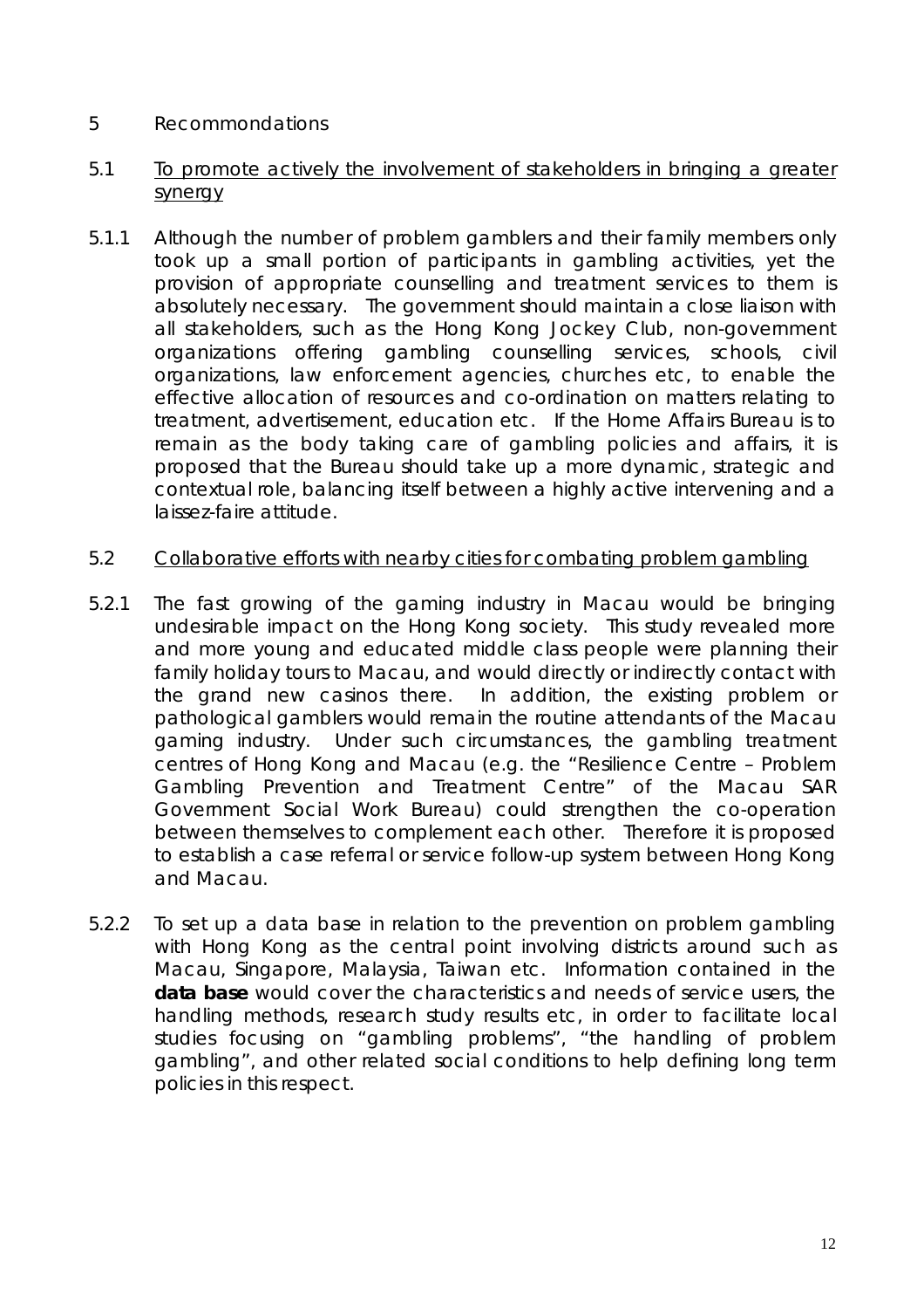# 5 Recommendations

## 5.1 To promote actively the involvement of stakeholders in bringing a greater synergy

5.1.1 Although the number of problem gamblers and their family members only took up a small portion of participants in gambling activities, yet the provision of appropriate counselling and treatment services to them is absolutely necessary. The government should maintain a close liaison with all stakeholders, such as the Hong Kong Jockey Club, non-government organizations offering gambling counselling services, schools, civil organizations, law enforcement agencies, churches etc, to enable the effective allocation of resources and co-ordination on matters relating to treatment, advertisement, education etc. If the Home Affairs Bureau is to remain as the body taking care of gambling policies and affairs, it is proposed that the Bureau should take up a more dynamic, strategic and contextual role, balancing itself between a highly active intervening and a laissez-faire attitude.

## 5.2 Collaborative efforts with nearby cities for combating problem gambling

5.2.1 The fast growing of the gaming industry in Macau would be bringing undesirable impact on the Hong Kong society. This study revealed more and more young and educated middle class people were planning their family holiday tours to Macau, and would directly or indirectly contact with the grand new casinos there. In addition, the existing problem or pathological gamblers would remain the routine attendants of the Macau gaming industry. Under such circumstances, the gambling treatment centres of Hong Kong and Macau (e.g. the "Resilience Centre – Problem Gambling Prevention and Treatment Centre" of the Macau SAR Government Social Work Bureau) could strengthen the co-operation between themselves to complement each other. Therefore it is proposed to establish a case referral or service follow-up system between Hong Kong and Macau.

5.2.2 To set up a data base in relation to the prevention on problem gambling with Hong Kong as the central point involving districts around such as Macau, Singapore, Malaysia, Taiwan etc. Information contained in the **data base** would cover the characteristics and needs of service users, the handling methods, research study results etc, in order to facilitate local studies focusing on "gambling problems", "the handling of problem gambling", and other related social conditions to help defining long term policies in this respect.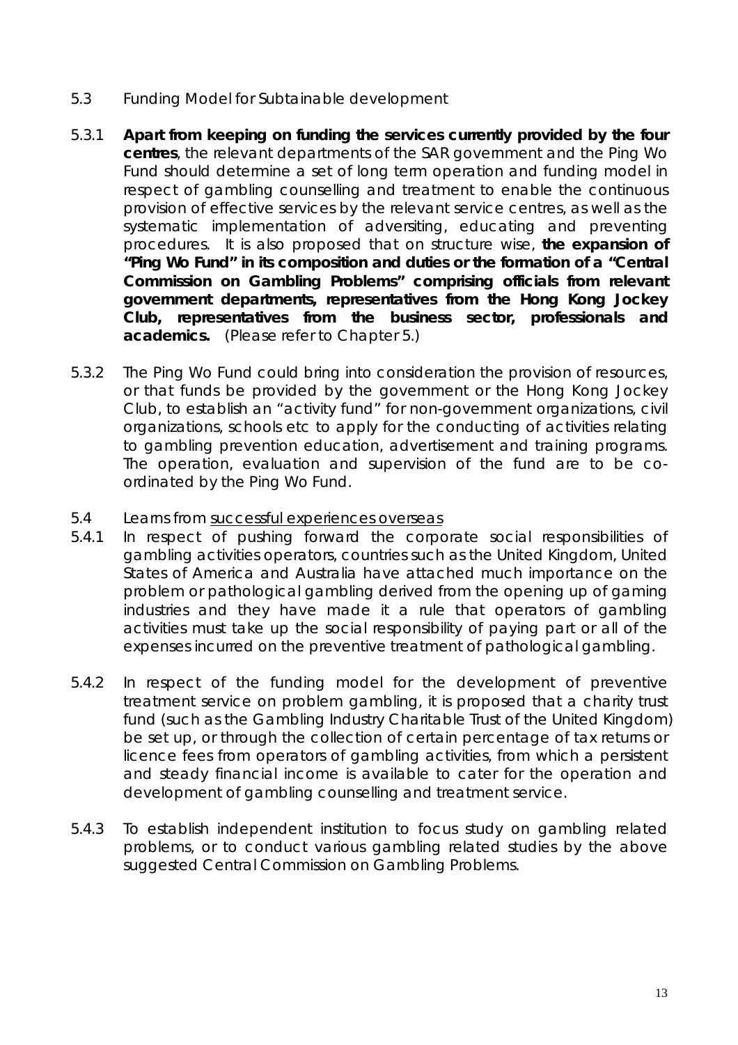5.3 Funding Model for Subtainable development

5.3.1 **Apart from keeping on funding the services currently provided by the four centres**, the relevant departments of the SAR government and the Ping Wo Fund should determine a set of long term operation and funding model in respect of gambling counselling and treatment to enable the continuous provision of effective services by the relevant service centres, as well as the systematic implementation of adversiting, educating and preventing procedures. It is also proposed that on structure wise, **the expansion of "Ping Wo Fund" in its composition and duties or the formation of a "Central Commission on Gambling Problems" comprising officials from relevant government departments, representatives from the Hong Kong Jockey Club, representatives from the business sector, professionals and academics.** (Please refer to Chapter 5.)

5.3.2 The Ping Wo Fund could bring into consideration the provision of resources, or that funds be provided by the government or the Hong Kong Jockey Club, to establish an "activity fund" for non-government organizations, civil organizations, schools etc to apply for the conducting of activities relating to gambling prevention education, advertisement and training programs. The operation, evaluation and supervision of the fund are to be co-ordinated by the Ping Wo Fund.

5.4 Learns from <u>successful experiences overseas</u>

5.4.1 In respect of pushing forward the corporate social responsibilities of gambling activities operators, countries such as the United Kingdom, United States of America and Australia have attached much importance on the problem or pathological gambling derived from the opening up of gaming industries and they have made it a rule that operators of gambling activities must take up the social responsibility of paying part or all of the expenses incurred on the preventive treatment of pathological gambling.

5.4.2 In respect of the funding model for the development of preventive treatment service on problem gambling, it is proposed that a charity trust fund (such as the Gambling Industry Charitable Trust of the United Kingdom) be set up, or through the collection of certain percentage of tax returns or licence fees from operators of gambling activities, from which a persistent and steady financial income is available to cater for the operation and development of gambling counselling and treatment service.

5.4.3 To establish independent institution to focus study on gambling related problems, or to conduct various gambling related studies by the above suggested Central Commission on Gambling Problems.